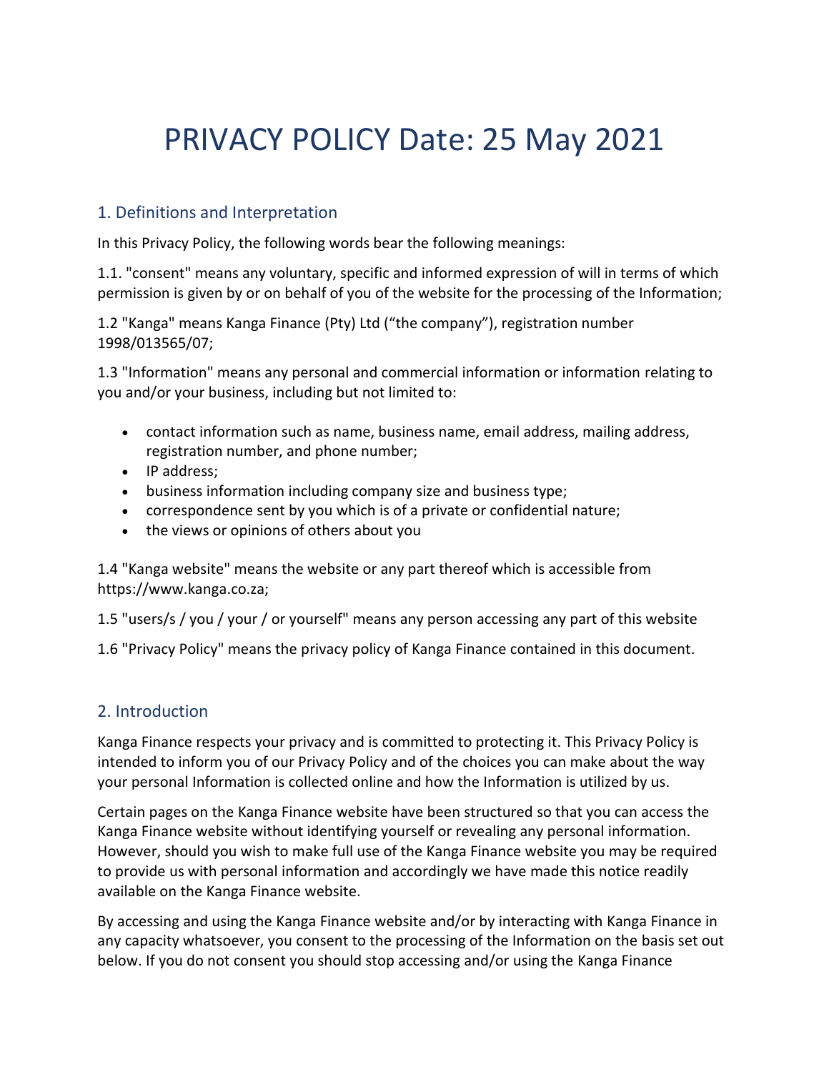# PRIVACY POLICY Date: 25 May 2021

## 1. Definitions and Interpretation

In this Privacy Policy, the following words bear the following meanings:

1.1. "consent" means any voluntary, specific and informed expression of will in terms of which permission is given by or on behalf of you of the website for the processing of the Information;

1.2 "Kanga" means Kanga Finance (Pty) Ltd ("the company"), registration number 1998/013565/07;

1.3 "Information" means any personal and commercial information or information relating to you and/or your business, including but not limited to:

- contact information such as name, business name, email address, mailing address, registration number, and phone number;
- IP address;
- business information including company size and business type;
- correspondence sent by you which is of a private or confidential nature;
- the views or opinions of others about you

1.4 "Kanga website" means the website or any part thereof which is accessible from https://www.kanga.co.za;

1.5 "users/s / you / your / or yourself" means any person accessing any part of this website

1.6 "Privacy Policy" means the privacy policy of Kanga Finance contained in this document.

## 2. Introduction

Kanga Finance respects your privacy and is committed to protecting it. This Privacy Policy is intended to inform you of our Privacy Policy and of the choices you can make about the way your personal Information is collected online and how the Information is utilized by us.

Certain pages on the Kanga Finance website have been structured so that you can access the Kanga Finance website without identifying yourself or revealing any personal information. However, should you wish to make full use of the Kanga Finance website you may be required to provide us with personal information and accordingly we have made this notice readily available on the Kanga Finance website.

By accessing and using the Kanga Finance website and/or by interacting with Kanga Finance in any capacity whatsoever, you consent to the processing of the Information on the basis set out below. If you do not consent you should stop accessing and/or using the Kanga Finance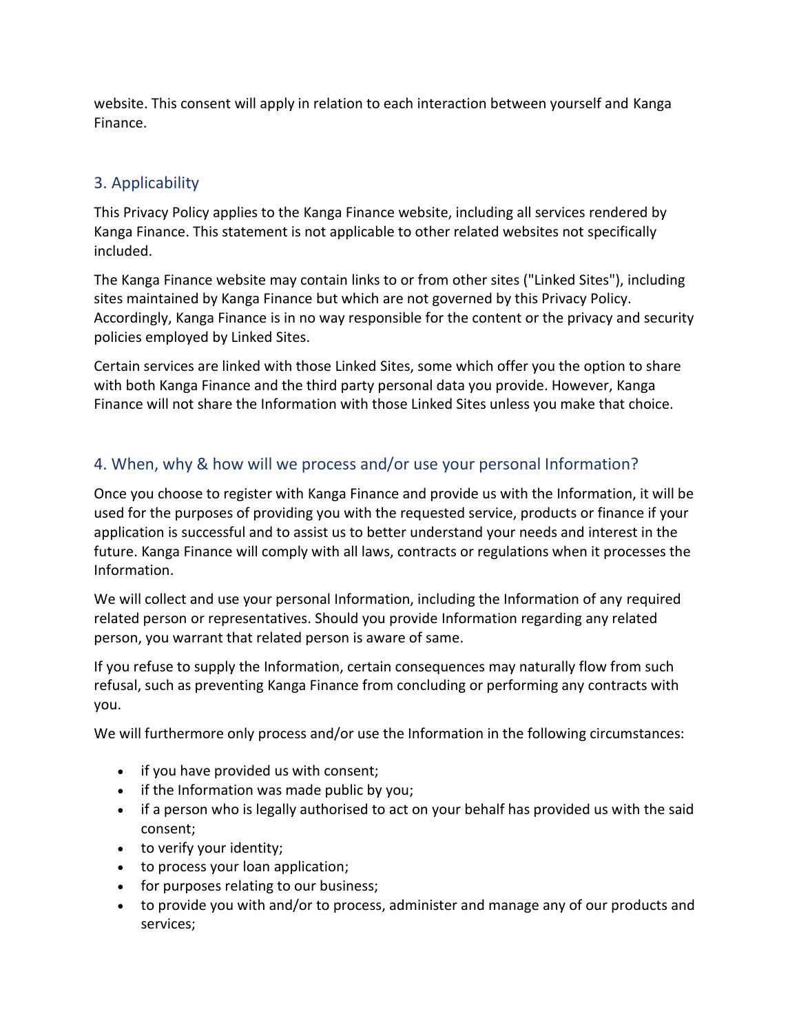website. This consent will apply in relation to each interaction between yourself and Kanga Finance.

## 3. Applicability

This Privacy Policy applies to the Kanga Finance website, including all services rendered by Kanga Finance. This statement is not applicable to other related websites not specifically included.

The Kanga Finance website may contain links to or from other sites ("Linked Sites"), including sites maintained by Kanga Finance but which are not governed by this Privacy Policy. Accordingly, Kanga Finance is in no way responsible for the content or the privacy and security policies employed by Linked Sites.

Certain services are linked with those Linked Sites, some which offer you the option to share with both Kanga Finance and the third party personal data you provide. However, Kanga Finance will not share the Information with those Linked Sites unless you make that choice.

## 4. When, why & how will we process and/or use your personal Information?

Once you choose to register with Kanga Finance and provide us with the Information, it will be used for the purposes of providing you with the requested service, products or finance if your application is successful and to assist us to better understand your needs and interest in the future. Kanga Finance will comply with all laws, contracts or regulations when it processes the Information.

We will collect and use your personal Information, including the Information of any required related person or representatives. Should you provide Information regarding any related person, you warrant that related person is aware of same.

If you refuse to supply the Information, certain consequences may naturally flow from such refusal, such as preventing Kanga Finance from concluding or performing any contracts with you.

We will furthermore only process and/or use the Information in the following circumstances:

- if you have provided us with consent;
- if the Information was made public by you;
- if a person who is legally authorised to act on your behalf has provided us with the said consent;
- to verify your identity;
- to process your loan application;
- for purposes relating to our business;
- to provide you with and/or to process, administer and manage any of our products and services;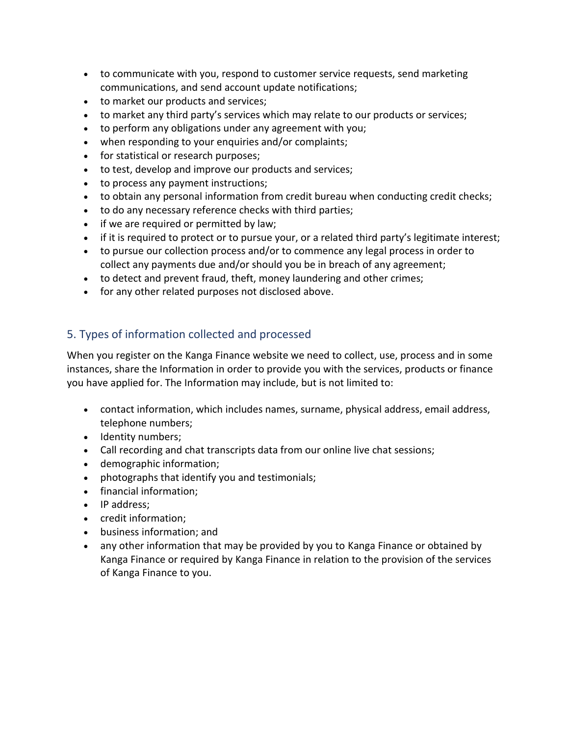- to communicate with you, respond to customer service requests, send marketing communications, and send account update notifications;
- to market our products and services;
- to market any third party's services which may relate to our products or services;
- to perform any obligations under any agreement with you;
- when responding to your enquiries and/or complaints;
- for statistical or research purposes;
- to test, develop and improve our products and services;
- to process any payment instructions;
- to obtain any personal information from credit bureau when conducting credit checks;
- to do any necessary reference checks with third parties;
- if we are required or permitted by law;
- if it is required to protect or to pursue your, or a related third party's legitimate interest;
- to pursue our collection process and/or to commence any legal process in order to collect any payments due and/or should you be in breach of any agreement;
- to detect and prevent fraud, theft, money laundering and other crimes;
- for any other related purposes not disclosed above.

## 5. Types of information collected and processed

When you register on the Kanga Finance website we need to collect, use, process and in some instances, share the Information in order to provide you with the services, products or finance you have applied for. The Information may include, but is not limited to:

- contact information, which includes names, surname, physical address, email address, telephone numbers;
- Identity numbers;
- Call recording and chat transcripts data from our online live chat sessions;
- demographic information;
- photographs that identify you and testimonials;
- financial information;
- IP address;
- credit information;
- business information; and
- any other information that may be provided by you to Kanga Finance or obtained by Kanga Finance or required by Kanga Finance in relation to the provision of the services of Kanga Finance to you.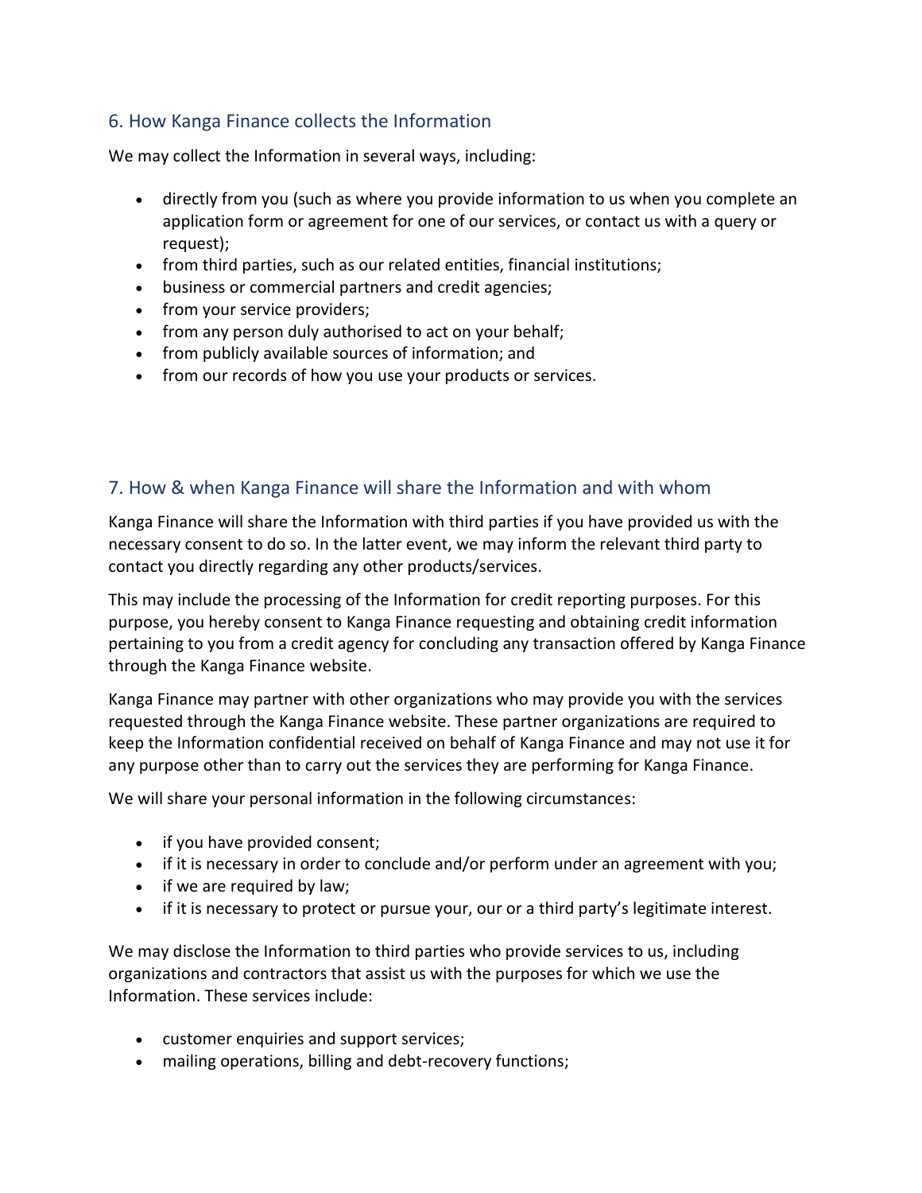## 6. How Kanga Finance collects the Information

We may collect the Information in several ways, including:

- directly from you (such as where you provide information to us when you complete an application form or agreement for one of our services, or contact us with a query or request);
- from third parties, such as our related entities, financial institutions;
- business or commercial partners and credit agencies;
- from your service providers;
- from any person duly authorised to act on your behalf;
- from publicly available sources of information; and
- from our records of how you use your products or services.

## 7. How & when Kanga Finance will share the Information and with whom

Kanga Finance will share the Information with third parties if you have provided us with the necessary consent to do so. In the latter event, we may inform the relevant third party to contact you directly regarding any other products/services.

This may include the processing of the Information for credit reporting purposes. For this purpose, you hereby consent to Kanga Finance requesting and obtaining credit information pertaining to you from a credit agency for concluding any transaction offered by Kanga Finance through the Kanga Finance website.

Kanga Finance may partner with other organizations who may provide you with the services requested through the Kanga Finance website. These partner organizations are required to keep the Information confidential received on behalf of Kanga Finance and may not use it for any purpose other than to carry out the services they are performing for Kanga Finance.

We will share your personal information in the following circumstances:

- if you have provided consent;
- if it is necessary in order to conclude and/or perform under an agreement with you;
- if we are required by law;
- if it is necessary to protect or pursue your, our or a third party's legitimate interest.

We may disclose the Information to third parties who provide services to us, including organizations and contractors that assist us with the purposes for which we use the Information. These services include:

- customer enquiries and support services;
- mailing operations, billing and debt-recovery functions;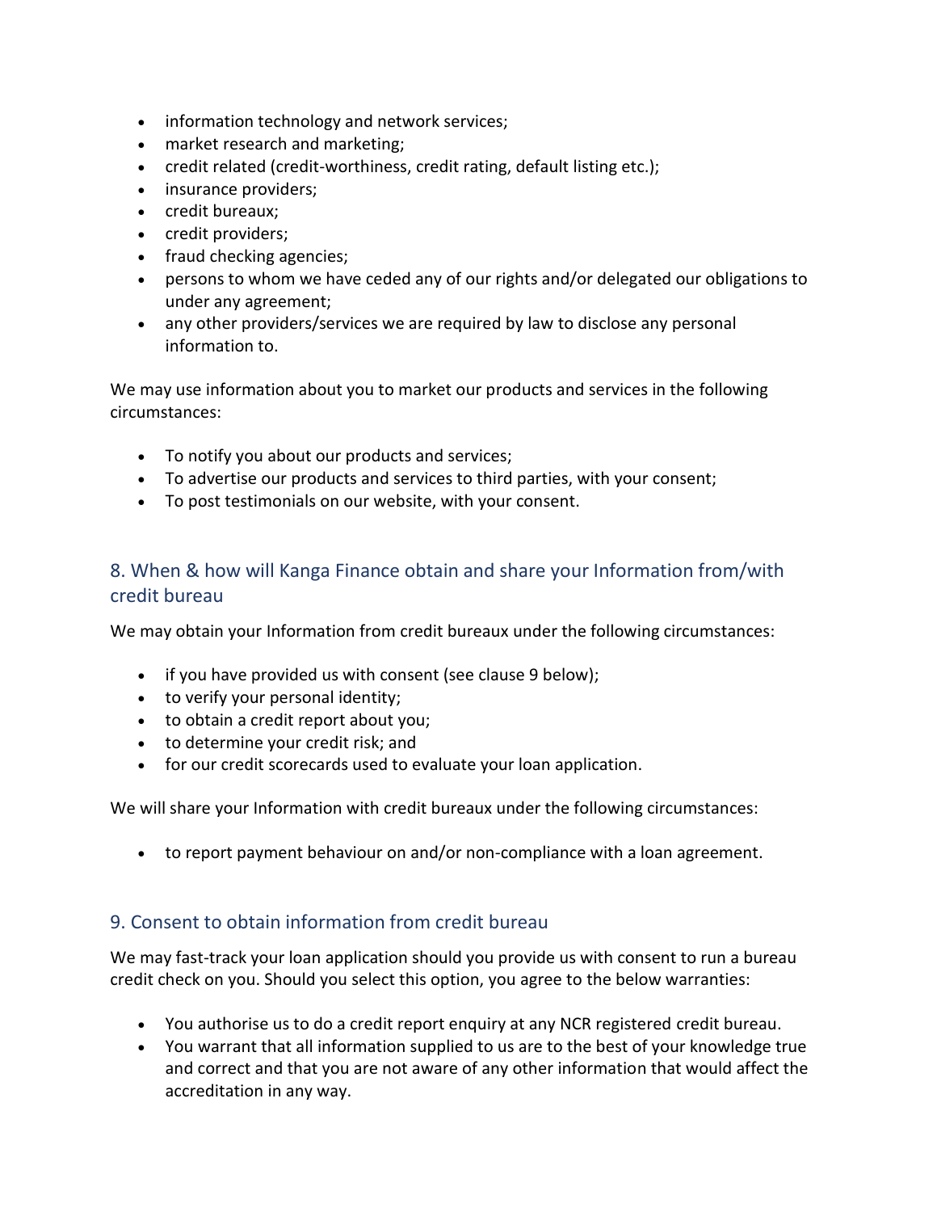- information technology and network services;
- market research and marketing;
- credit related (credit-worthiness, credit rating, default listing etc.);
- insurance providers;
- credit bureaux;
- credit providers;
- fraud checking agencies;
- persons to whom we have ceded any of our rights and/or delegated our obligations to under any agreement;
- any other providers/services we are required by law to disclose any personal information to.

We may use information about you to market our products and services in the following circumstances:

- To notify you about our products and services;
- To advertise our products and services to third parties, with your consent;
- To post testimonials on our website, with your consent.

## 8. When & how will Kanga Finance obtain and share your Information from/with credit bureau

We may obtain your Information from credit bureaux under the following circumstances:

- if you have provided us with consent (see clause 9 below);
- to verify your personal identity;
- to obtain a credit report about you;
- to determine your credit risk; and
- for our credit scorecards used to evaluate your loan application.

We will share your Information with credit bureaux under the following circumstances:

- to report payment behaviour on and/or non-compliance with a loan agreement.

## 9. Consent to obtain information from credit bureau

We may fast-track your loan application should you provide us with consent to run a bureau credit check on you. Should you select this option, you agree to the below warranties:

- You authorise us to do a credit report enquiry at any NCR registered credit bureau.
- You warrant that all information supplied to us are to the best of your knowledge true and correct and that you are not aware of any other information that would affect the accreditation in any way.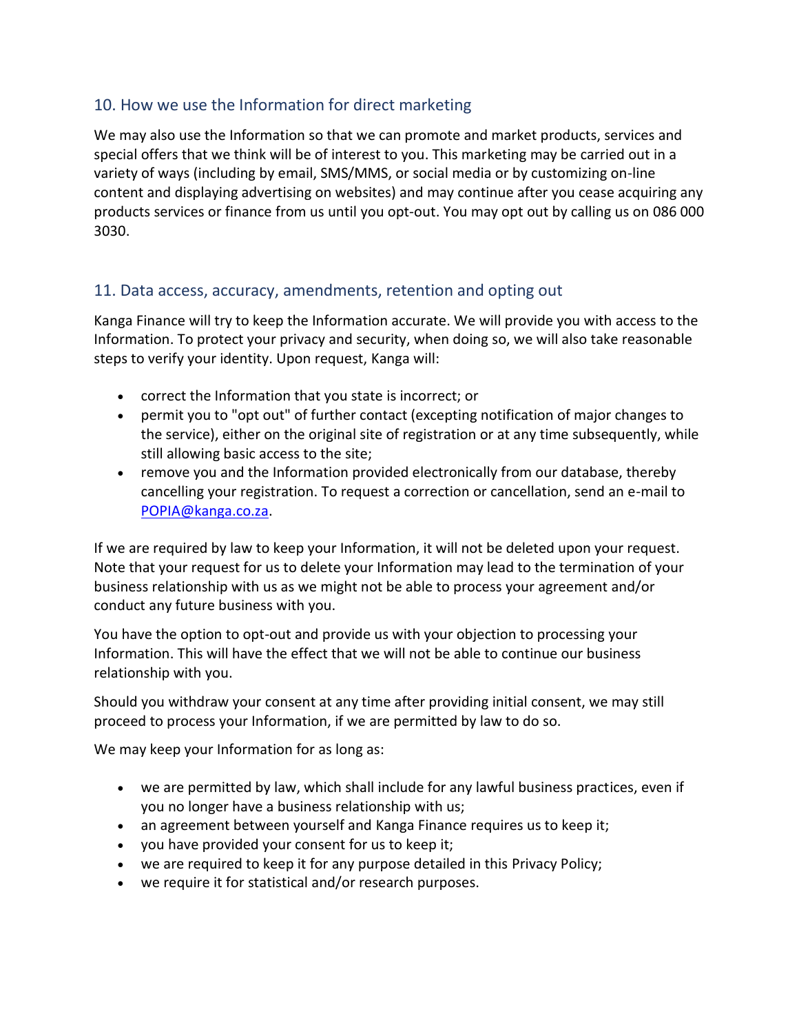## 10. How we use the Information for direct marketing

We may also use the Information so that we can promote and market products, services and special offers that we think will be of interest to you. This marketing may be carried out in a variety of ways (including by email, SMS/MMS, or social media or by customizing on-line content and displaying advertising on websites) and may continue after you cease acquiring any products services or finance from us until you opt-out. You may opt out by calling us on 086 000 3030.

## 11. Data access, accuracy, amendments, retention and opting out

Kanga Finance will try to keep the Information accurate. We will provide you with access to the Information. To protect your privacy and security, when doing so, we will also take reasonable steps to verify your identity. Upon request, Kanga will:

- correct the Information that you state is incorrect; or
- permit you to "opt out" of further contact (excepting notification of major changes to the service), either on the original site of registration or at any time subsequently, while still allowing basic access to the site;
- remove you and the Information provided electronically from our database, thereby cancelling your registration. To request a correction or cancellation, send an e-mail to POPIA@kanga.co.za.

If we are required by law to keep your Information, it will not be deleted upon your request. Note that your request for us to delete your Information may lead to the termination of your business relationship with us as we might not be able to process your agreement and/or conduct any future business with you.

You have the option to opt-out and provide us with your objection to processing your Information. This will have the effect that we will not be able to continue our business relationship with you.

Should you withdraw your consent at any time after providing initial consent, we may still proceed to process your Information, if we are permitted by law to do so.

We may keep your Information for as long as:

- we are permitted by law, which shall include for any lawful business practices, even if you no longer have a business relationship with us;
- an agreement between yourself and Kanga Finance requires us to keep it;
- you have provided your consent for us to keep it;
- we are required to keep it for any purpose detailed in this Privacy Policy;
- we require it for statistical and/or research purposes.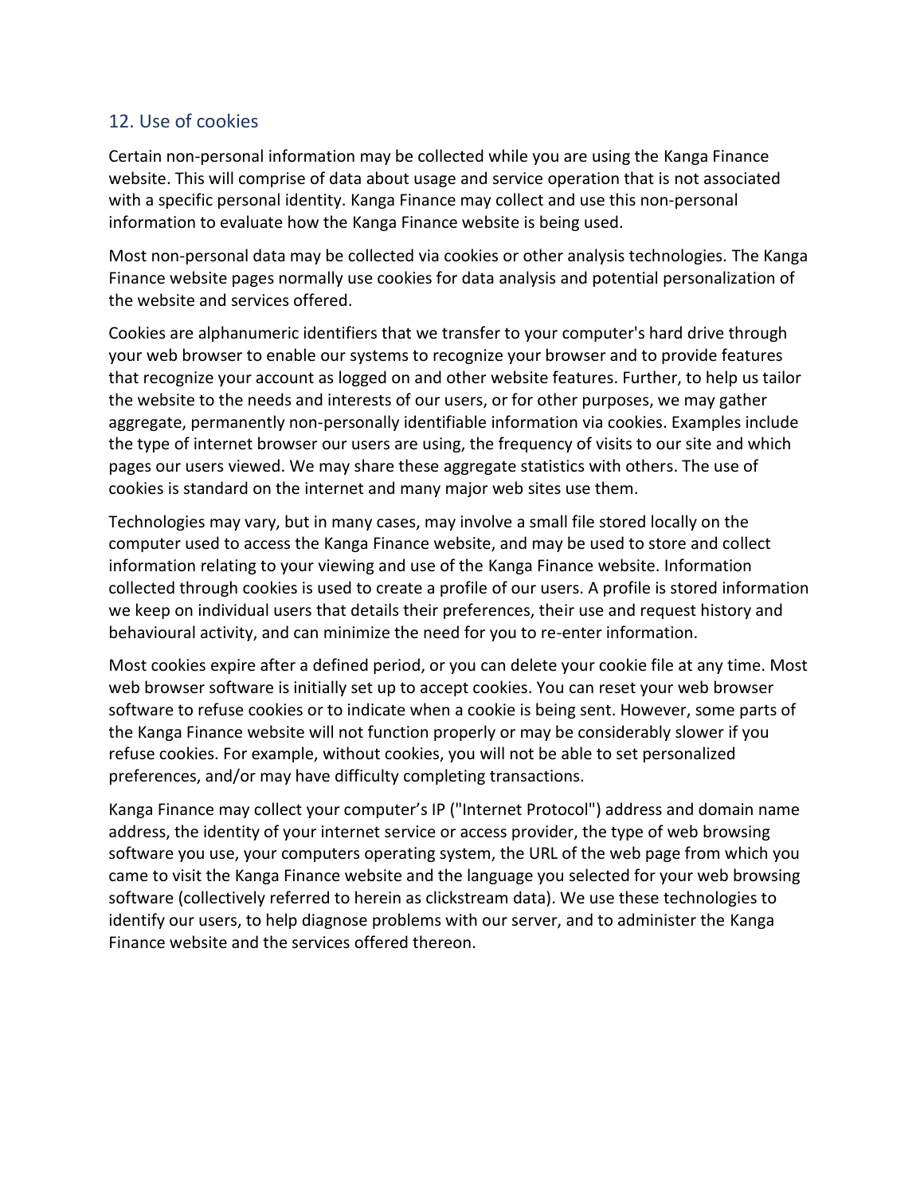## 12. Use of cookies

Certain non-personal information may be collected while you are using the Kanga Finance website. This will comprise of data about usage and service operation that is not associated with a specific personal identity. Kanga Finance may collect and use this non-personal information to evaluate how the Kanga Finance website is being used.

Most non-personal data may be collected via cookies or other analysis technologies. The Kanga Finance website pages normally use cookies for data analysis and potential personalization of the website and services offered.

Cookies are alphanumeric identifiers that we transfer to your computer's hard drive through your web browser to enable our systems to recognize your browser and to provide features that recognize your account as logged on and other website features. Further, to help us tailor the website to the needs and interests of our users, or for other purposes, we may gather aggregate, permanently non-personally identifiable information via cookies. Examples include the type of internet browser our users are using, the frequency of visits to our site and which pages our users viewed. We may share these aggregate statistics with others. The use of cookies is standard on the internet and many major web sites use them.

Technologies may vary, but in many cases, may involve a small file stored locally on the computer used to access the Kanga Finance website, and may be used to store and collect information relating to your viewing and use of the Kanga Finance website. Information collected through cookies is used to create a profile of our users. A profile is stored information we keep on individual users that details their preferences, their use and request history and behavioural activity, and can minimize the need for you to re-enter information.

Most cookies expire after a defined period, or you can delete your cookie file at any time. Most web browser software is initially set up to accept cookies. You can reset your web browser software to refuse cookies or to indicate when a cookie is being sent. However, some parts of the Kanga Finance website will not function properly or may be considerably slower if you refuse cookies. For example, without cookies, you will not be able to set personalized preferences, and/or may have difficulty completing transactions.

Kanga Finance may collect your computer's IP ("Internet Protocol") address and domain name address, the identity of your internet service or access provider, the type of web browsing software you use, your computers operating system, the URL of the web page from which you came to visit the Kanga Finance website and the language you selected for your web browsing software (collectively referred to herein as clickstream data). We use these technologies to identify our users, to help diagnose problems with our server, and to administer the Kanga Finance website and the services offered thereon.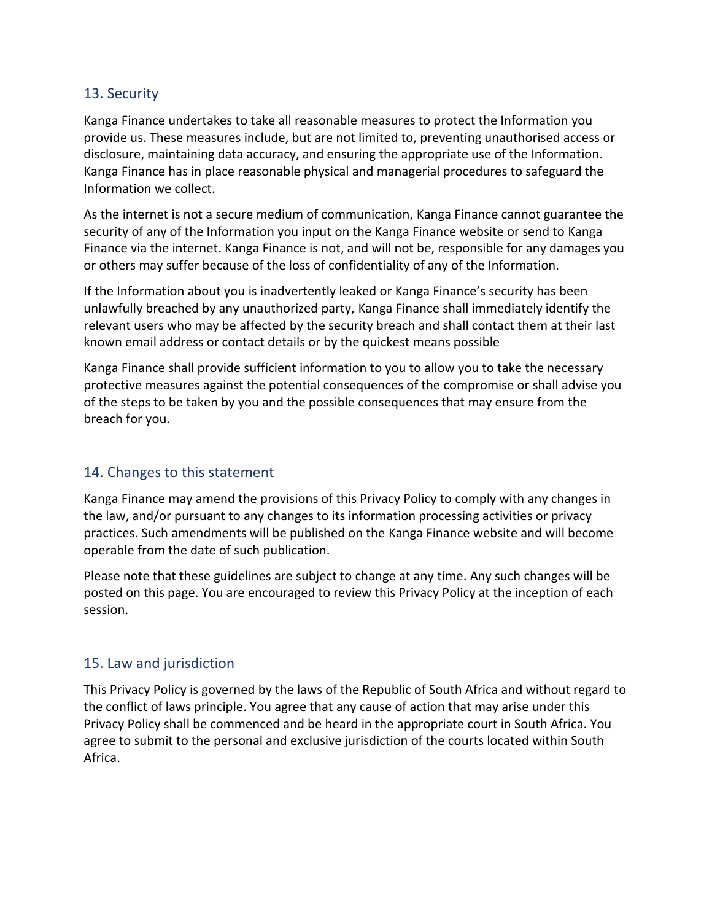## 13. Security

Kanga Finance undertakes to take all reasonable measures to protect the Information you provide us. These measures include, but are not limited to, preventing unauthorised access or disclosure, maintaining data accuracy, and ensuring the appropriate use of the Information. Kanga Finance has in place reasonable physical and managerial procedures to safeguard the Information we collect.

As the internet is not a secure medium of communication, Kanga Finance cannot guarantee the security of any of the Information you input on the Kanga Finance website or send to Kanga Finance via the internet. Kanga Finance is not, and will not be, responsible for any damages you or others may suffer because of the loss of confidentiality of any of the Information.

If the Information about you is inadvertently leaked or Kanga Finance's security has been unlawfully breached by any unauthorized party, Kanga Finance shall immediately identify the relevant users who may be affected by the security breach and shall contact them at their last known email address or contact details or by the quickest means possible

Kanga Finance shall provide sufficient information to you to allow you to take the necessary protective measures against the potential consequences of the compromise or shall advise you of the steps to be taken by you and the possible consequences that may ensure from the breach for you.

## 14. Changes to this statement

Kanga Finance may amend the provisions of this Privacy Policy to comply with any changes in the law, and/or pursuant to any changes to its information processing activities or privacy practices. Such amendments will be published on the Kanga Finance website and will become operable from the date of such publication.

Please note that these guidelines are subject to change at any time. Any such changes will be posted on this page. You are encouraged to review this Privacy Policy at the inception of each session.

## 15. Law and jurisdiction

This Privacy Policy is governed by the laws of the Republic of South Africa and without regard to the conflict of laws principle. You agree that any cause of action that may arise under this Privacy Policy shall be commenced and be heard in the appropriate court in South Africa. You agree to submit to the personal and exclusive jurisdiction of the courts located within South Africa.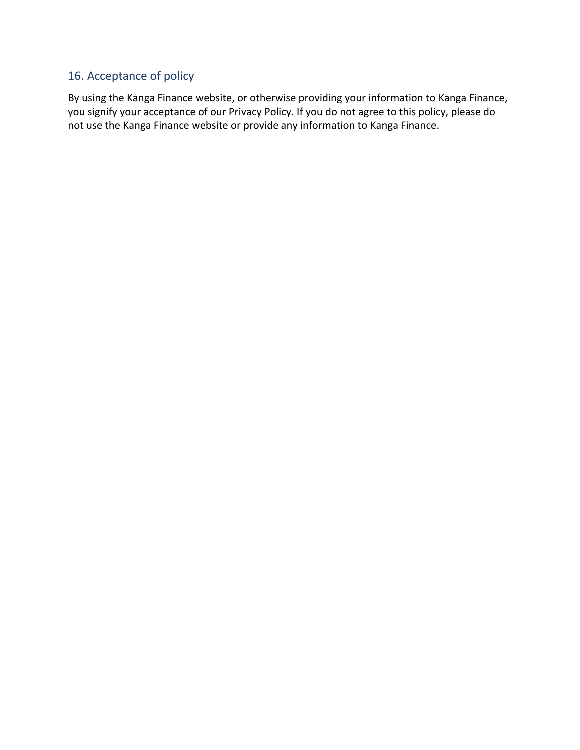## 16. Acceptance of policy

By using the Kanga Finance website, or otherwise providing your information to Kanga Finance, you signify your acceptance of our Privacy Policy. If you do not agree to this policy, please do not use the Kanga Finance website or provide any information to Kanga Finance.